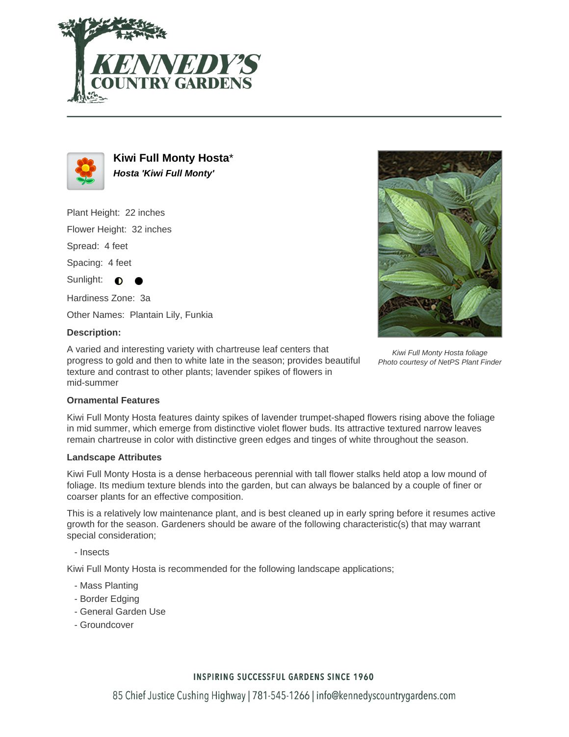# Kiwi Full Monty Hosta*

***Hosta 'Kiwi Full Monty'***

Plant Height: 22 inches

Flower Height: 32 inches

Spread: 4 feet

Spacing: 4 feet

Sunlight: ◐ ●

Hardiness Zone: 3a

Other Names: Plantain Lily, Funkia

**Description:**

A varied and interesting variety with chartreuse leaf centers that progress to gold and then to white late in the season; provides beautiful texture and contrast to other plants; lavender spikes of flowers in mid-summer

*Kiwi Full Monty Hosta foliage*
*Photo courtesy of NetPS Plant Finder*

### Ornamental Features

Kiwi Full Monty Hosta features dainty spikes of lavender trumpet-shaped flowers rising above the foliage in mid summer, which emerge from distinctive violet flower buds. Its attractive textured narrow leaves remain chartreuse in color with distinctive green edges and tinges of white throughout the season.

### Landscape Attributes

Kiwi Full Monty Hosta is a dense herbaceous perennial with tall flower stalks held atop a low mound of foliage. Its medium texture blends into the garden, but can always be balanced by a couple of finer or coarser plants for an effective composition.

This is a relatively low maintenance plant, and is best cleaned up in early spring before it resumes active growth for the season. Gardeners should be aware of the following characteristic(s) that may warrant special consideration;

- Insects

Kiwi Full Monty Hosta is recommended for the following landscape applications;

- Mass Planting
- Border Edging
- General Garden Use
- Groundcover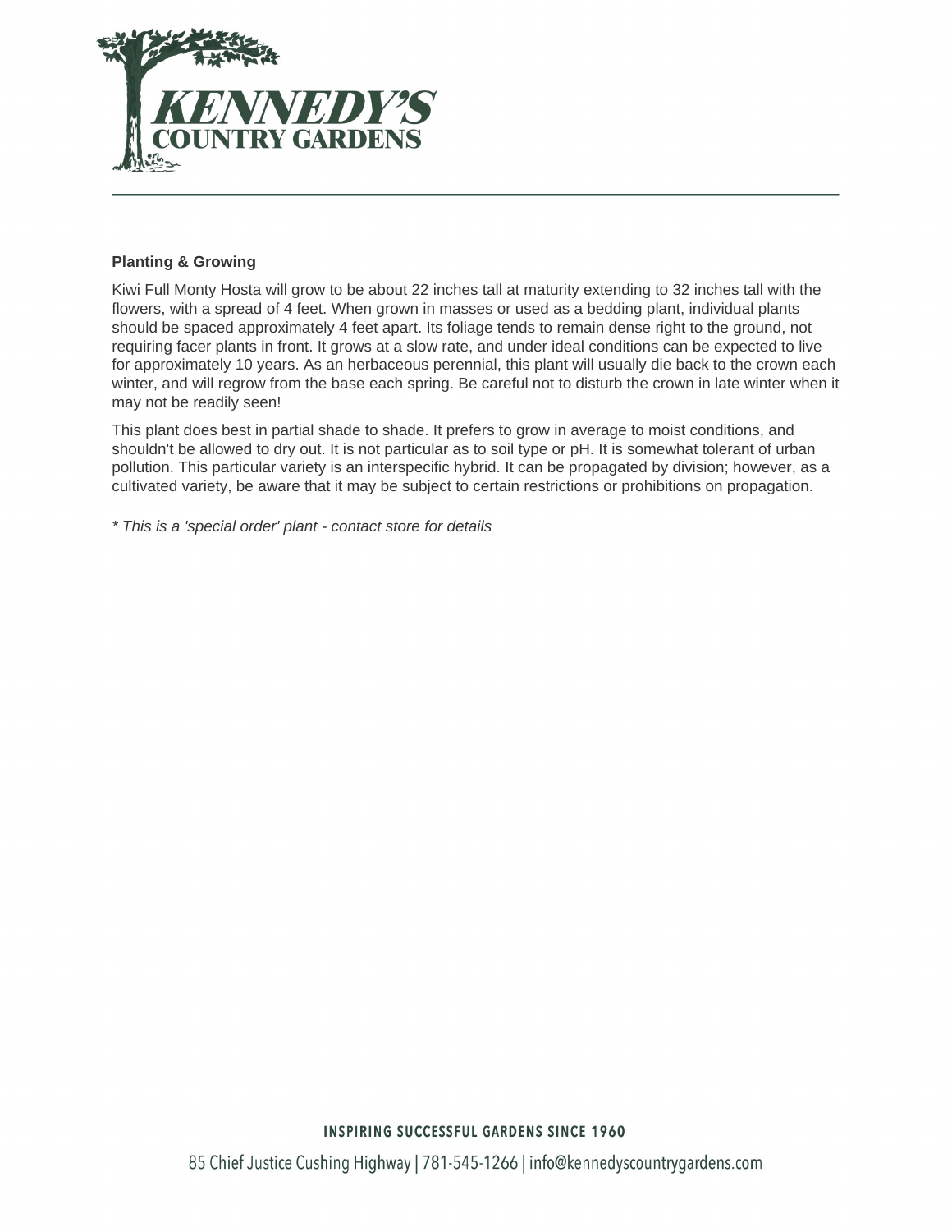**Planting & Growing**

Kiwi Full Monty Hosta will grow to be about 22 inches tall at maturity extending to 32 inches tall with the flowers, with a spread of 4 feet. When grown in masses or used as a bedding plant, individual plants should be spaced approximately 4 feet apart. Its foliage tends to remain dense right to the ground, not requiring facer plants in front. It grows at a slow rate, and under ideal conditions can be expected to live for approximately 10 years. As an herbaceous perennial, this plant will usually die back to the crown each winter, and will regrow from the base each spring. Be careful not to disturb the crown in late winter when it may not be readily seen!

This plant does best in partial shade to shade. It prefers to grow in average to moist conditions, and shouldn't be allowed to dry out. It is not particular as to soil type or pH. It is somewhat tolerant of urban pollution. This particular variety is an interspecific hybrid. It can be propagated by division; however, as a cultivated variety, be aware that it may be subject to certain restrictions or prohibitions on propagation.

*\* This is a 'special order' plant - contact store for details*